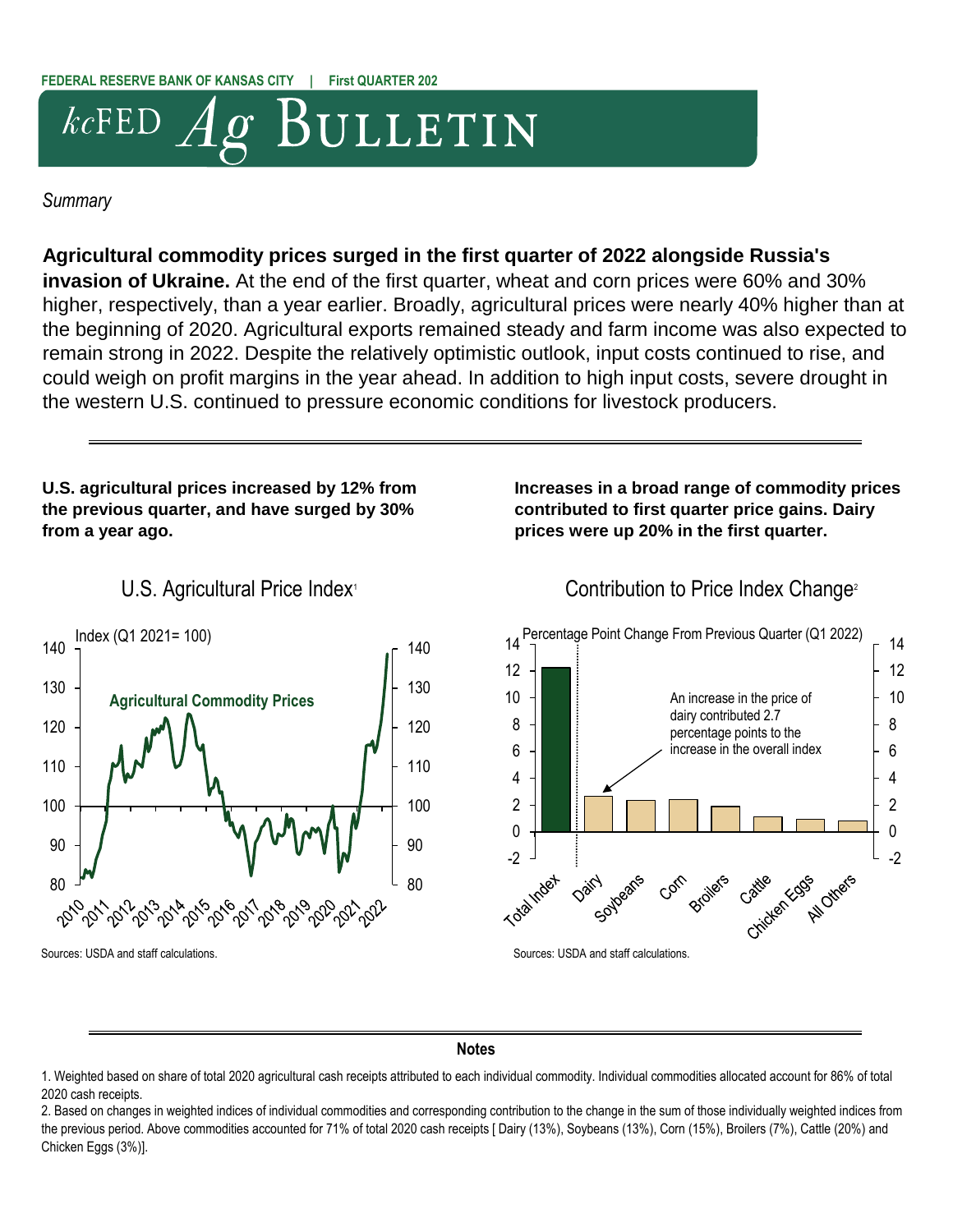FEDERAL RESERVE BANK OF KANSAS CITY | First QUARTER 202

# kcFED Ag BULLETIN

*Summary*

**Agricultural commodity prices surged in the first quarter of 2022 alongside Russia's invasion of Ukraine.** At the end of the first quarter, wheat and corn prices were 60% and 30% higher, respectively, than a year earlier. Broadly, agricultural prices were nearly 40% higher than at the beginning of 2020. Agricultural exports remained steady and farm income was also expected to remain strong in 2022. Despite the relatively optimistic outlook, input costs continued to rise, and could weigh on profit margins in the year ahead. In addition to high input costs, severe drought in the western U.S. continued to pressure economic conditions for livestock producers.

---

**U.S. agricultural prices increased by 12% from the previous quarter, and have surged by 30% from a year ago.**

U.S. Agricultural Price Index[1]

Index (Q1 2021= 100)

Agricultural Commodity Prices

Sources: USDA and staff calculations.

**Increases in a broad range of commodity prices contributed to first quarter price gains. Dairy prices were up 20% in the first quarter.**

Contribution to Price Index Change[2]

Percentage Point Change From Previous Quarter (Q1 2022)

An increase in the price of dairy contributed 2.7 percentage points to the increase in the overall index

Sources: USDA and staff calculations.

---

**Notes**

1. Weighted based on share of total 2020 agricultural cash receipts attributed to each individual commodity. Individual commodities allocated account for 86% of total 2020 cash receipts.

2. Based on changes in weighted indices of individual commodities and corresponding contribution to the change in the sum of those individually weighted indices from the previous period. Above commodities accounted for 71% of total 2020 cash receipts [ Dairy (13%), Soybeans (13%), Corn (15%), Broilers (7%), Cattle (20%) and Chicken Eggs (3%)].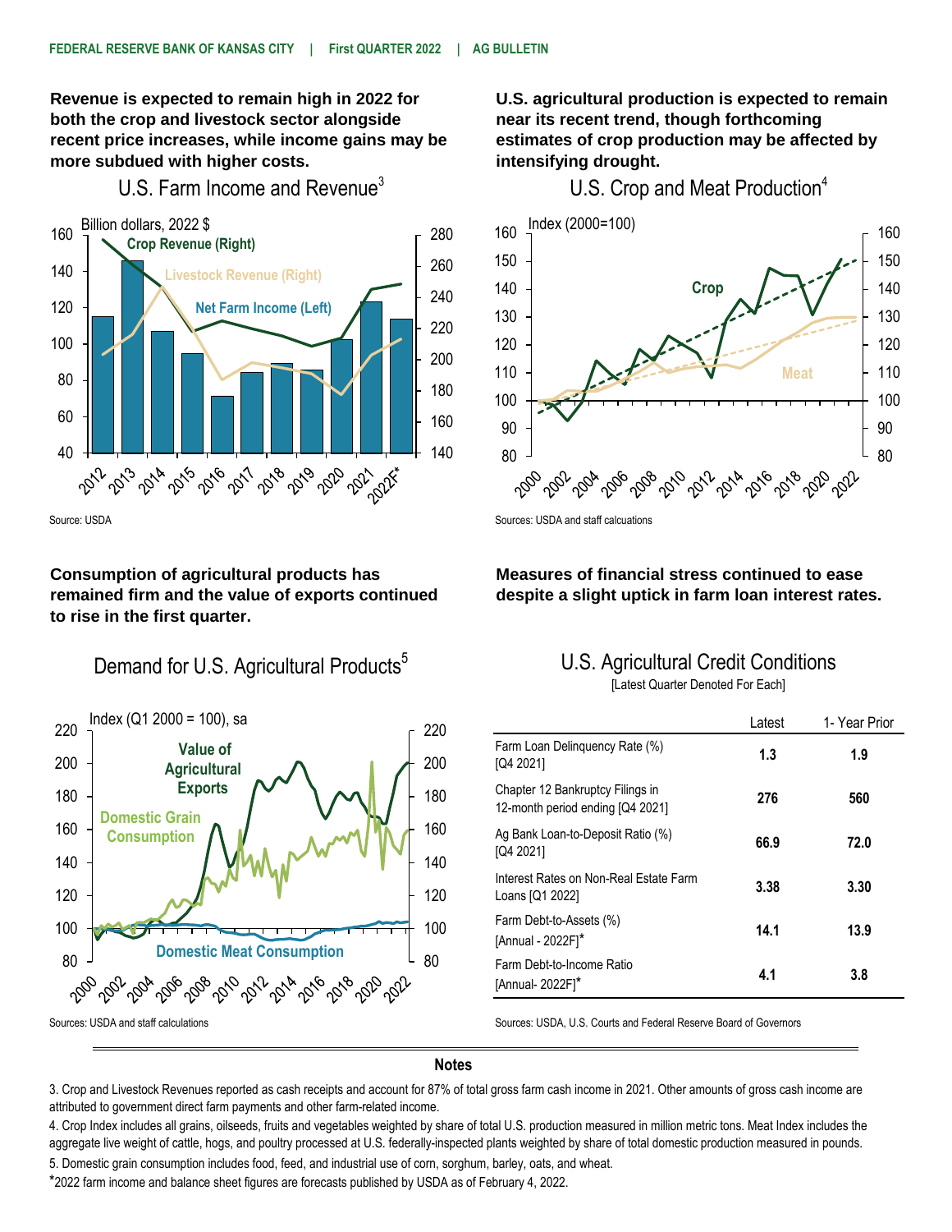**Revenue is expected to remain high in 2022 for both the crop and livestock sector alongside recent price increases, while income gains may be more subdued with higher costs.**

U.S. Farm Income and Revenue[3]

Billion dollars, 2022 $

Crop Revenue (Right)

Livestock Revenue (Right)

Net Farm Income (Left)

160
140
120
100
80
60
40

280
260
240
220
200
180
160
140

2012 2013 2014 2015 2016 2017 2018 2019 2020 2021 2022F*

Source: USDA

**U.S. agricultural production is expected to remain near its recent trend, though forthcoming estimates of crop production may be affected by intensifying drought.**

U.S. Crop and Meat Production[4]

Index (2000=100)

Crop

Meat

160
150
140
130
120
110
100
90
80

2000 2002 2004 2006 2008 2010 2012 2014 2016 2018 2020 2022

Sources: USDA and staff calcuations

**Consumption of agricultural products has remained firm and the value of exports continued to rise in the first quarter.**

Demand for U.S. Agricultural Products[5]

Index (Q1 2000 = 100), sa

Value of Agricultural Exports

Domestic Grain Consumption

Domestic Meat Consumption

220
200
180
160
140
120
100
80

2000 2002 2004 2006 2008 2010 2012 2014 2016 2018 2020 2022

Sources: USDA and staff calculations

**Measures of financial stress continued to ease despite a slight uptick in farm loan interest rates.**

U.S. Agricultural Credit Conditions

[Latest Quarter Denoted For Each]

| | Latest | 1- Year Prior |
|---|---|---|
| Farm Loan Delinquency Rate (%) [Q4 2021] | 1.3 | 1.9 |
| Chapter 12 Bankruptcy Filings in 12-month period ending [Q4 2021] | 276 | 560 |
| Ag Bank Loan-to-Deposit Ratio (%) [Q4 2021] | 66.9 | 72.0 |
| Interest Rates on Non-Real Estate Farm Loans [Q1 2022] | 3.38 | 3.30 |
| Farm Debt-to-Assets (%) [Annual - 2022F]* | 14.1 | 13.9 |
| Farm Debt-to-Income Ratio [Annual- 2022F]* | 4.1 | 3.8 |

Sources: USDA, U.S. Courts and Federal Reserve Board of Governors

**Notes**

3. Crop and Livestock Revenues reported as cash receipts and account for 87% of total gross farm cash income in 2021. Other amounts of gross cash income are attributed to government direct farm payments and other farm-related income.

4. Crop Index includes all grains, oilseeds, fruits and vegetables weighted by share of total U.S. production measured in million metric tons. Meat Index includes the aggregate live weight of cattle, hogs, and poultry processed at U.S. federally-inspected plants weighted by share of total domestic production measured in pounds.

5. Domestic grain consumption includes food, feed, and industrial use of corn, sorghum, barley, oats, and wheat.

*2022 farm income and balance sheet figures are forecasts published by USDA as of February 4, 2022.